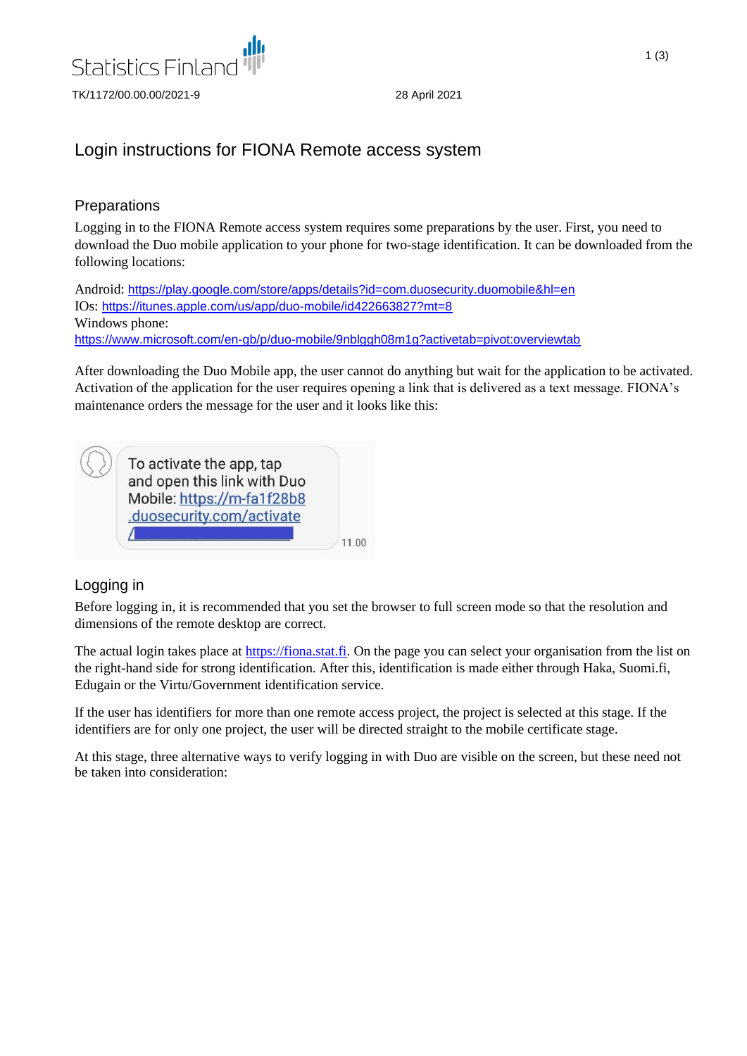Statistics Finland

TK/1172/00.00.00/2021-9 28 April 2021

# Login instructions for FIONA Remote access system

## Preparations

Logging in to the FIONA Remote access system requires some preparations by the user. First, you need to download the Duo mobile application to your phone for two-stage identification. It can be downloaded from the following locations:

Android: https://play.google.com/store/apps/details?id=com.duosecurity.duomobile&hl=en
IOs: https://itunes.apple.com/us/app/duo-mobile/id422663827?mt=8
Windows phone:
https://www.microsoft.com/en-gb/p/duo-mobile/9nblggh08m1g?activetab=pivot:overviewtab

After downloading the Duo Mobile app, the user cannot do anything but wait for the application to be activated. Activation of the application for the user requires opening a link that is delivered as a text message. FIONA's maintenance orders the message for the user and it looks like this:

To activate the app, tap and open this link with Duo Mobile: https://m-fa1f28b8.duosecurity.com/activate/

11.00

## Logging in

Before logging in, it is recommended that you set the browser to full screen mode so that the resolution and dimensions of the remote desktop are correct.

The actual login takes place at https://fiona.stat.fi. On the page you can select your organisation from the list on the right-hand side for strong identification. After this, identification is made either through Haka, Suomi.fi, Edugain or the Virtu/Government identification service.

If the user has identifiers for more than one remote access project, the project is selected at this stage. If the identifiers are for only one project, the user will be directed straight to the mobile certificate stage.

At this stage, three alternative ways to verify logging in with Duo are visible on the screen, but these need not be taken into consideration: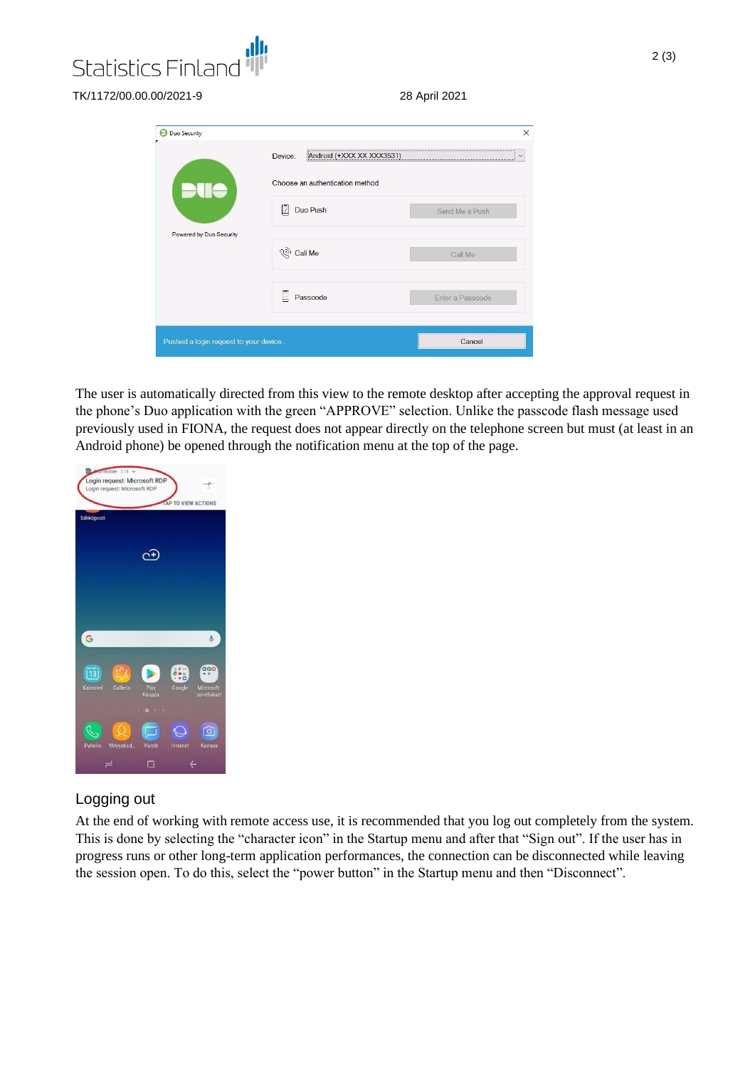The user is automatically directed from this view to the remote desktop after accepting the approval request in the phone's Duo application with the green "APPROVE" selection. Unlike the passcode flash message used previously used in FIONA, the request does not appear directly on the telephone screen but must (at least in an Android phone) be opened through the notification menu at the top of the page.

## Logging out

At the end of working with remote access use, it is recommended that you log out completely from the system. This is done by selecting the "character icon" in the Startup menu and after that "Sign out". If the user has in progress runs or other long-term application performances, the connection can be disconnected while leaving the session open. To do this, select the "power button" in the Startup menu and then "Disconnect".